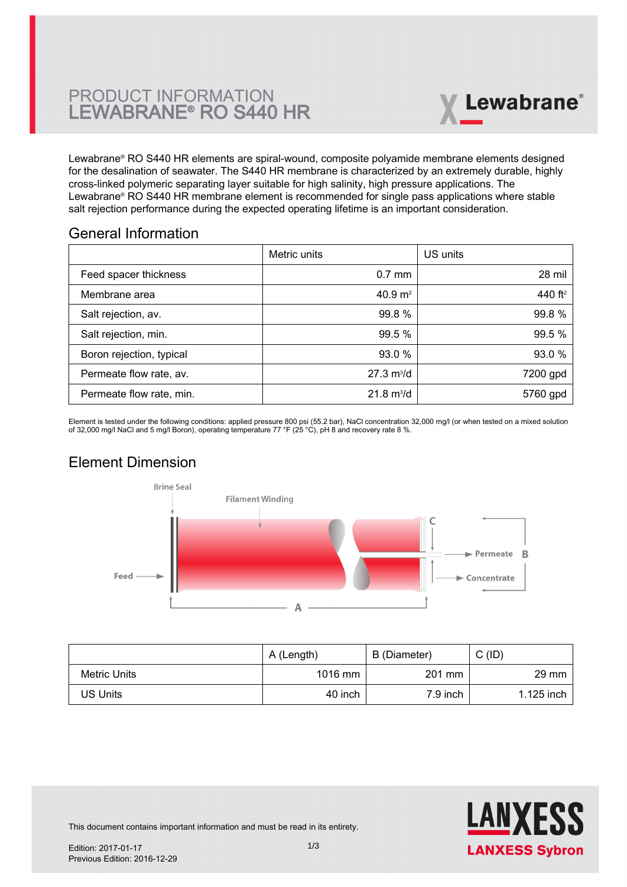# PRODUCT INFORMATION
# LEWABRANE® RO S440 HR

Lewabrane® RO S440 HR elements are spiral-wound, composite polyamide membrane elements designed for the desalination of seawater. The S440 HR membrane is characterized by an extremely durable, highly cross-linked polymeric separating layer suitable for high salinity, high pressure applications. The Lewabrane® RO S440 HR membrane element is recommended for single pass applications where stable salt rejection performance during the expected operating lifetime is an important consideration.

## General Information

| | Metric units | US units |
|---|---:|---:|
| Feed spacer thickness | 0.7 mm | 28 mil |
| Membrane area | 40.9 $m^2$ | 440 $ft^2$ |
| Salt rejection, av. | 99.8 % | 99.8 % |
| Salt rejection, min. | 99.5 % | 99.5 % |
| Boron rejection, typical | 93.0 % | 93.0 % |
| Permeate flow rate, av. | 27.3 $m^3$/d | 7200 gpd |
| Permeate flow rate, min. | 21.8 $m^3$/d | 5760 gpd |

Element is tested under the following conditions: applied pressure 800 psi (55.2 bar), NaCl concentration 32,000 mg/l (or when tested on a mixed solution of 32,000 mg/l NaCl and 5 mg/l Boron), operating temperature 77 °F (25 °C), pH 8 and recovery rate 8 %.

## Element Dimension

| | A (Length) | B (Diameter) | C (ID) |
|---|---:|---:|---:|
| Metric Units | 1016 mm | 201 mm | 29 mm |
| US Units | 40 inch | 7.9 inch | 1.125 inch |

This document contains important information and must be read in its entirety.

Edition: 2017-01-17
Previous Edition: 2016-12-29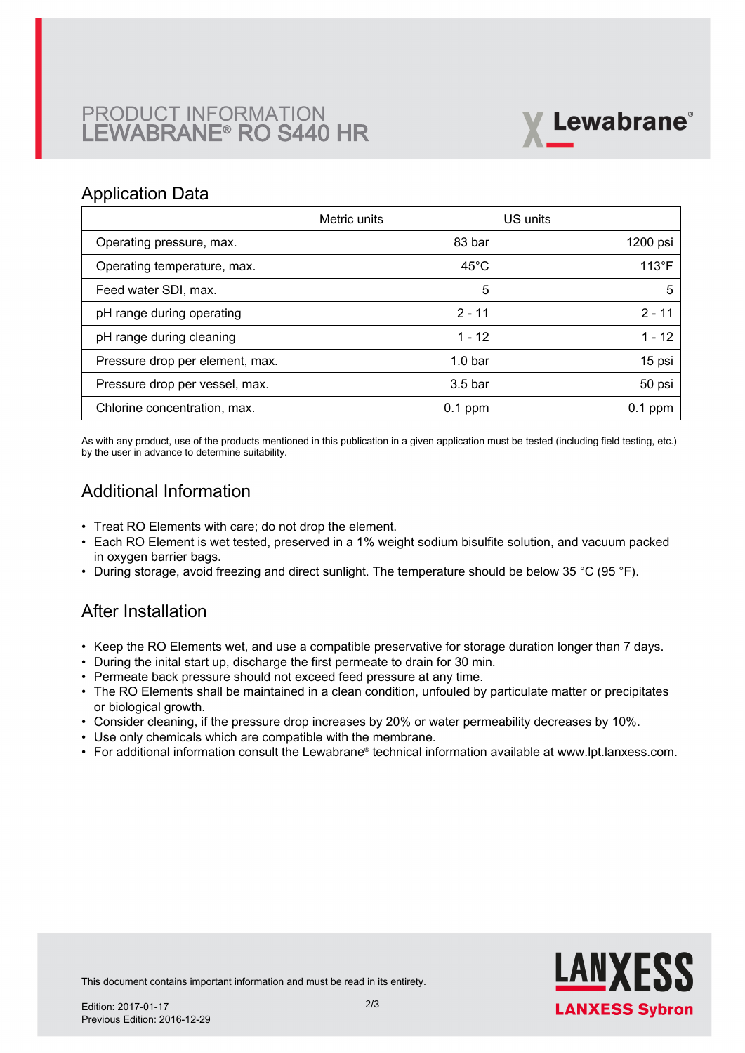# PRODUCT INFORMATION
# LEWABRANE® RO S440 HR

## Application Data

| | Metric units | US units |
|---|---|---|
| Operating pressure, max. | 83 bar | 1200 psi |
| Operating temperature, max. | 45°C | 113°F |
| Feed water SDI, max. | 5 | 5 |
| pH range during operating | 2 - 11 | 2 - 11 |
| pH range during cleaning | 1 - 12 | 1 - 12 |
| Pressure drop per element, max. | 1.0 bar | 15 psi |
| Pressure drop per vessel, max. | 3.5 bar | 50 psi |
| Chlorine concentration, max. | 0.1 ppm | 0.1 ppm |

As with any product, use of the products mentioned in this publication in a given application must be tested (including field testing, etc.) by the user in advance to determine suitability.

## Additional Information

- Treat RO Elements with care; do not drop the element.
- Each RO Element is wet tested, preserved in a 1% weight sodium bisulfite solution, and vacuum packed in oxygen barrier bags.
- During storage, avoid freezing and direct sunlight. The temperature should be below 35 °C (95 °F).

## After Installation

- Keep the RO Elements wet, and use a compatible preservative for storage duration longer than 7 days.
- During the inital start up, discharge the first permeate to drain for 30 min.
- Permeate back pressure should not exceed feed pressure at any time.
- The RO Elements shall be maintained in a clean condition, unfouled by particulate matter or precipitates or biological growth.
- Consider cleaning, if the pressure drop increases by 20% or water permeability decreases by 10%.
- Use only chemicals which are compatible with the membrane.
- For additional information consult the Lewabrane® technical information available at www.lpt.lanxess.com.

This document contains important information and must be read in its entirety.

Edition: 2017-01-17
Previous Edition: 2016-12-29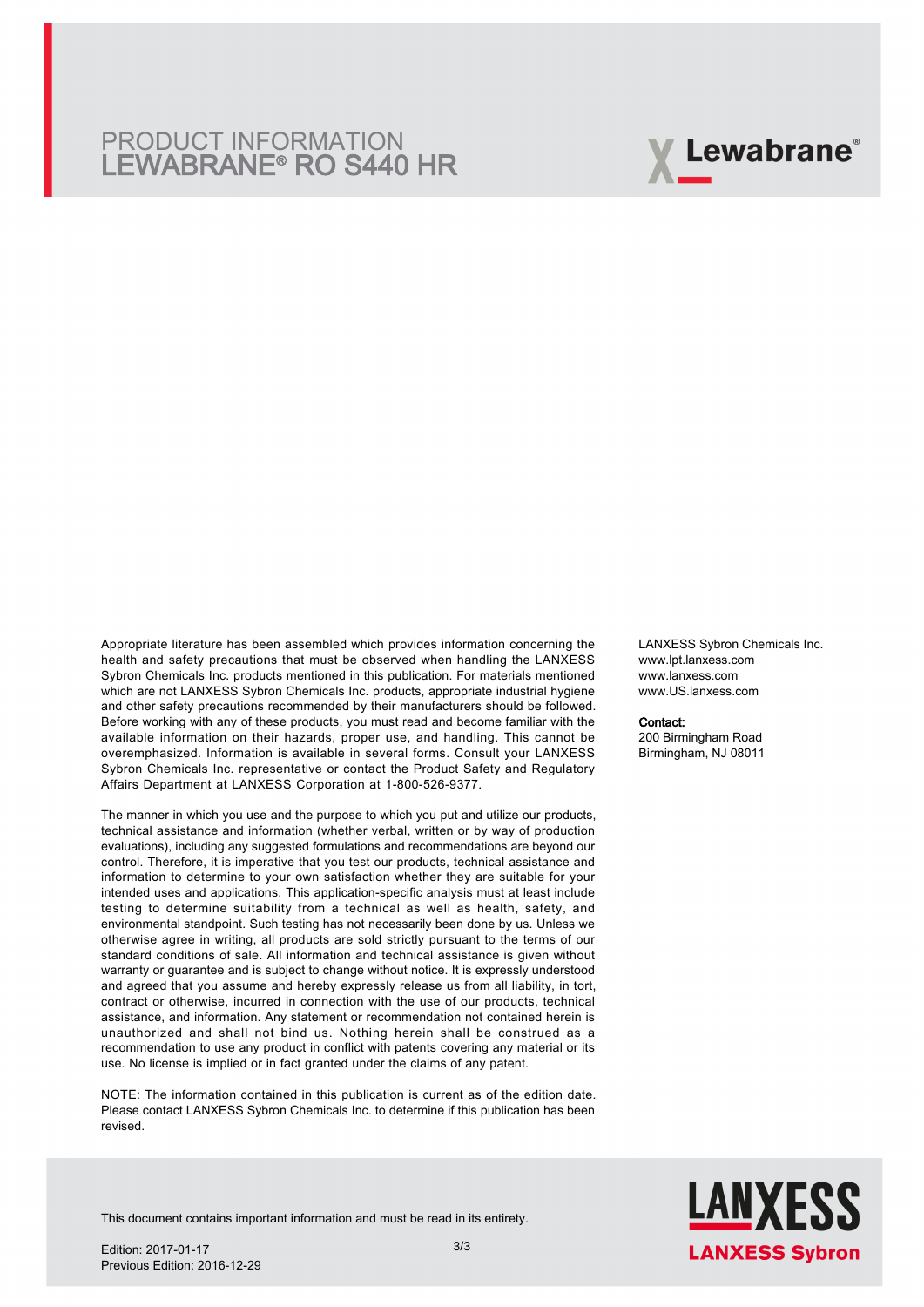Appropriate literature has been assembled which provides information concerning the health and safety precautions that must be observed when handling the LANXESS Sybron Chemicals Inc. products mentioned in this publication. For materials mentioned which are not LANXESS Sybron Chemicals Inc. products, appropriate industrial hygiene and other safety precautions recommended by their manufacturers should be followed. Before working with any of these products, you must read and become familiar with the available information on their hazards, proper use, and handling. This cannot be overemphasized. Information is available in several forms. Consult your LANXESS Sybron Chemicals Inc. representative or contact the Product Safety and Regulatory Affairs Department at LANXESS Corporation at 1-800-526-9377.

The manner in which you use and the purpose to which you put and utilize our products, technical assistance and information (whether verbal, written or by way of production evaluations), including any suggested formulations and recommendations are beyond our control. Therefore, it is imperative that you test our products, technical assistance and information to determine to your own satisfaction whether they are suitable for your intended uses and applications. This application-specific analysis must at least include testing to determine suitability from a technical as well as health, safety, and environmental standpoint. Such testing has not necessarily been done by us. Unless we otherwise agree in writing, all products are sold strictly pursuant to the terms of our standard conditions of sale. All information and technical assistance is given without warranty or guarantee and is subject to change without notice. It is expressly understood and agreed that you assume and hereby expressly release us from all liability, in tort, contract or otherwise, incurred in connection with the use of our products, technical assistance, and information. Any statement or recommendation not contained herein is unauthorized and shall not bind us. Nothing herein shall be construed as a recommendation to use any product in conflict with patents covering any material or its use. No license is implied or in fact granted under the claims of any patent.

NOTE: The information contained in this publication is current as of the edition date. Please contact LANXESS Sybron Chemicals Inc. to determine if this publication has been revised.

LANXESS Sybron Chemicals Inc.
www.lpt.lanxess.com
www.lanxess.com
www.US.lanxess.com

**Contact:**
200 Birmingham Road
Birmingham, NJ 08011

This document contains important information and must be read in its entirety.

Edition: 2017-01-17
Previous Edition: 2016-12-29